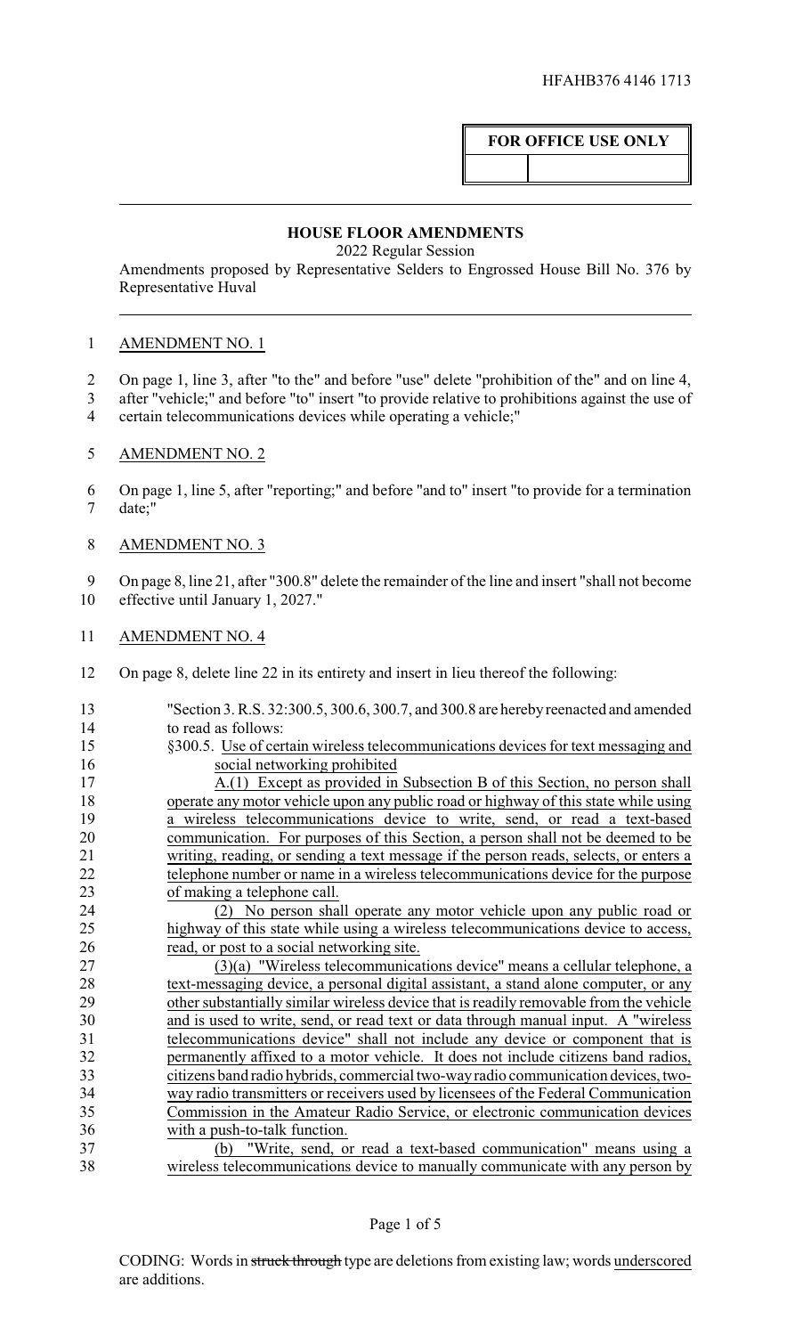HFAHB376 4146 1713

**FOR OFFICE USE ONLY**

## HOUSE FLOOR AMENDMENTS

2022 Regular Session

Amendments proposed by Representative Selders to Engrossed House Bill No. 376 by Representative Huval

AMENDMENT NO. 1

On page 1, line 3, after "to the" and before "use" delete "prohibition of the" and on line 4, after "vehicle;" and before "to" insert "to provide relative to prohibitions against the use of certain telecommunications devices while operating a vehicle;"

AMENDMENT NO. 2

On page 1, line 5, after "reporting;" and before "and to" insert "to provide for a termination date;"

AMENDMENT NO. 3

On page 8, line 21, after "300.8" delete the remainder of the line and insert "shall not become effective until January 1, 2027."

AMENDMENT NO. 4

On page 8, delete line 22 in its entirety and insert in lieu thereof the following:

"Section 3. R.S. 32:300.5, 300.6, 300.7, and 300.8 are hereby reenacted and amended to read as follows:

§300.5. Use of certain wireless telecommunications devices for text messaging and social networking prohibited

A.(1) Except as provided in Subsection B of this Section, no person shall operate any motor vehicle upon any public road or highway of this state while using a wireless telecommunications device to write, send, or read a text-based communication. For purposes of this Section, a person shall not be deemed to be writing, reading, or sending a text message if the person reads, selects, or enters a telephone number or name in a wireless telecommunications device for the purpose of making a telephone call.

(2) No person shall operate any motor vehicle upon any public road or highway of this state while using a wireless telecommunications device to access, read, or post to a social networking site.

(3)(a) "Wireless telecommunications device" means a cellular telephone, a text-messaging device, a personal digital assistant, a stand alone computer, or any other substantially similar wireless device that is readily removable from the vehicle and is used to write, send, or read text or data through manual input. A "wireless telecommunications device" shall not include any device or component that is permanently affixed to a motor vehicle. It does not include citizens band radios, citizens band radio hybrids, commercial two-way radio communication devices, two-way radio transmitters or receivers used by licensees of the Federal Communication Commission in the Amateur Radio Service, or electronic communication devices with a push-to-talk function.

(b) "Write, send, or read a text-based communication" means using a wireless telecommunications device to manually communicate with any person by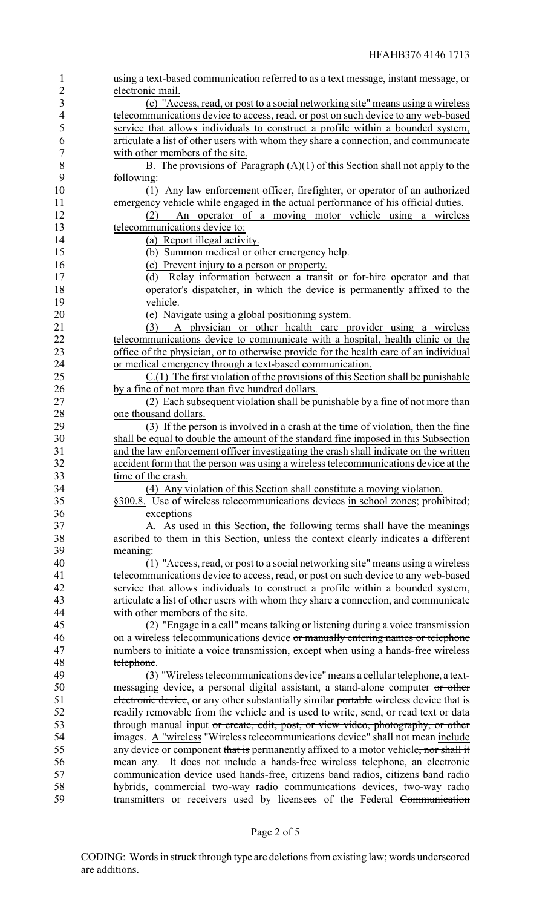using a text-based communication referred to as a text message, instant message, or electronic mail.

(c) "Access, read, or post to a social networking site" means using a wireless telecommunications device to access, read, or post on such device to any web-based service that allows individuals to construct a profile within a bounded system, articulate a list of other users with whom they share a connection, and communicate with other members of the site.

B. The provisions of Paragraph (A)(1) of this Section shall not apply to the following:

(1) Any law enforcement officer, firefighter, or operator of an authorized emergency vehicle while engaged in the actual performance of his official duties.

(2) An operator of a moving motor vehicle using a wireless telecommunications device to:

(a) Report illegal activity.

(b) Summon medical or other emergency help.

(c) Prevent injury to a person or property.

(d) Relay information between a transit or for-hire operator and that operator's dispatcher, in which the device is permanently affixed to the vehicle.

(e) Navigate using a global positioning system.

(3) A physician or other health care provider using a wireless telecommunications device to communicate with a hospital, health clinic or the office of the physician, or to otherwise provide for the health care of an individual or medical emergency through a text-based communication.

C.(1) The first violation of the provisions of this Section shall be punishable by a fine of not more than five hundred dollars.

(2) Each subsequent violation shall be punishable by a fine of not more than one thousand dollars.

(3) If the person is involved in a crash at the time of violation, then the fine shall be equal to double the amount of the standard fine imposed in this Subsection and the law enforcement officer investigating the crash shall indicate on the written accident form that the person was using a wireless telecommunications device at the time of the crash.

(4) Any violation of this Section shall constitute a moving violation.

§300.8. Use of wireless telecommunications devices in school zones; prohibited; exceptions

A. As used in this Section, the following terms shall have the meanings ascribed to them in this Section, unless the context clearly indicates a different meaning:

(1) "Access, read, or post to a social networking site" means using a wireless telecommunications device to access, read, or post on such device to any web-based service that allows individuals to construct a profile within a bounded system, articulate a list of other users with whom they share a connection, and communicate with other members of the site.

(2) "Engage in a call" means talking or listening ~~during a voice transmission~~ on a wireless telecommunications device ~~or manually entering names or telephone numbers to initiate a voice transmission, except when using a hands-free wireless telephone~~.

(3) "Wireless telecommunications device" means a cellular telephone, a text-messaging device, a personal digital assistant, a stand-alone computer ~~or other electronic device~~, or any other substantially similar ~~portable~~ wireless device that is readily removable from the vehicle and is used to write, send, or read text or data through manual input ~~or create, edit, post, or view video, photography, or other images~~. A "wireless ~~"Wireless~~ telecommunications device" shall not ~~mean~~ include any device or component ~~that is~~ permanently affixed to a motor vehicle~~, nor shall it mean any~~. It does not include a hands-free wireless telephone, an electronic communication device used hands-free, citizens band radios, citizens band radio hybrids, commercial two-way radio communications devices, two-way radio transmitters or receivers used by licensees of the Federal ~~Communication~~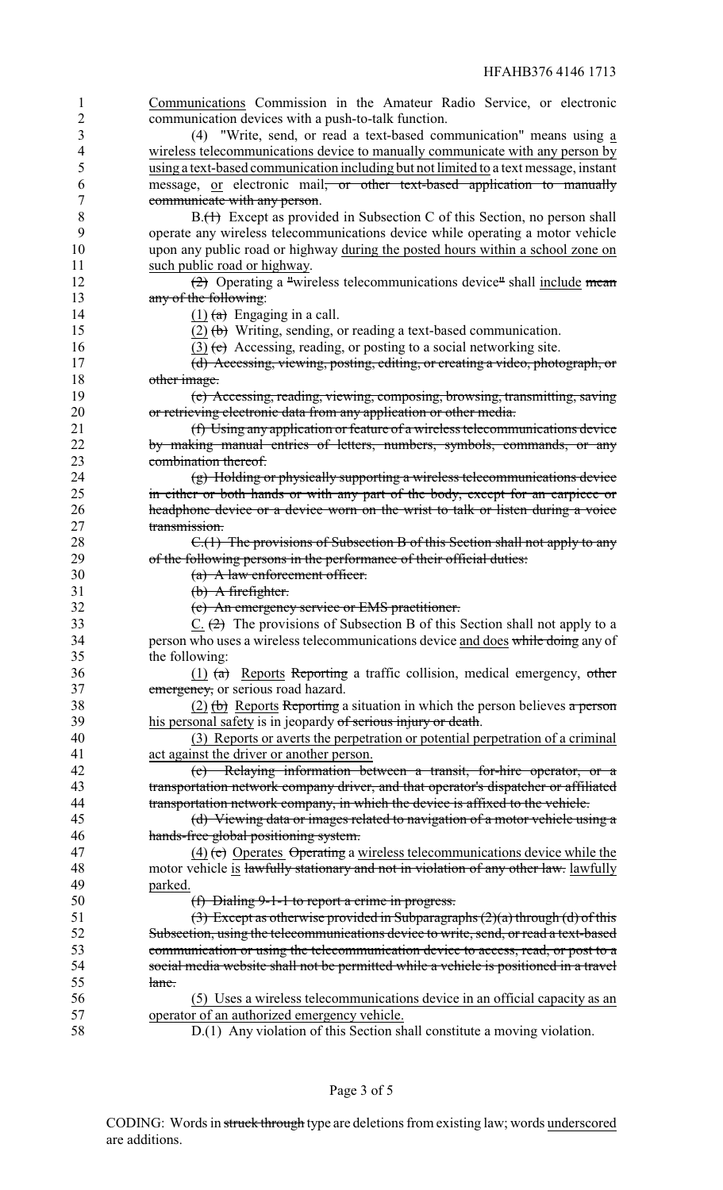Communications Commission in the Amateur Radio Service, or electronic communication devices with a push-to-talk function.

(4) "Write, send, or read a text-based communication" means using a wireless telecommunications device to manually communicate with any person by using a text-based communication including but not limited to a text message, instant message, or electronic mail, or other text-based application to manually communicate with any person.

B.(1) Except as provided in Subsection C of this Section, no person shall operate any wireless telecommunications device while operating a motor vehicle upon any public road or highway during the posted hours within a school zone on such public road or highway.

(2) Operating a "wireless telecommunications device" shall include mean any of the following:

(1) (a) Engaging in a call.

(2) (b) Writing, sending, or reading a text-based communication.

(3) (c) Accessing, reading, or posting to a social networking site.

(d) Accessing, viewing, posting, editing, or creating a video, photograph, or other image.

(e) Accessing, reading, viewing, composing, browsing, transmitting, saving or retrieving electronic data from any application or other media.

(f) Using any application or feature of a wireless telecommunications device by making manual entries of letters, numbers, symbols, commands, or any combination thereof.

(g) Holding or physically supporting a wireless telecommunications device in either or both hands or with any part of the body, except for an earpiece or headphone device or a device worn on the wrist to talk or listen during a voice transmission.

C.(1) The provisions of Subsection B of this Section shall not apply to any of the following persons in the performance of their official duties:

(a) A law enforcement officer.

(b) A firefighter.

(c) An emergency service or EMS practitioner.

C. (2) The provisions of Subsection B of this Section shall not apply to a person who uses a wireless telecommunications device and does while doing any of the following:

(1) (a) Reports Reporting a traffic collision, medical emergency, other emergency, or serious road hazard.

(2) (b) Reports Reporting a situation in which the person believes a person his personal safety is in jeopardy of serious injury or death.

(3) Reports or averts the perpetration or potential perpetration of a criminal act against the driver or another person.

(c) Relaying information between a transit, for-hire operator, or a transportation network company driver, and that operator's dispatcher or affiliated transportation network company, in which the device is affixed to the vehicle.

(d) Viewing data or images related to navigation of a motor vehicle using a hands-free global positioning system.

(4) (e) Operates Operating a wireless telecommunications device while the motor vehicle is lawfully stationary and not in violation of any other law. lawfully parked.

(f) Dialing 9-1-1 to report a crime in progress.

(3) Except as otherwise provided in Subparagraphs (2)(a) through (d) of this Subsection, using the telecommunications device to write, send, or read a text-based communication or using the telecommunication device to access, read, or post to a social media website shall not be permitted while a vehicle is positioned in a travel lane.

(5) Uses a wireless telecommunications device in an official capacity as an operator of an authorized emergency vehicle.

D.(1) Any violation of this Section shall constitute a moving violation.

CODING: Words in struck through type are deletions from existing law; words underscored are additions.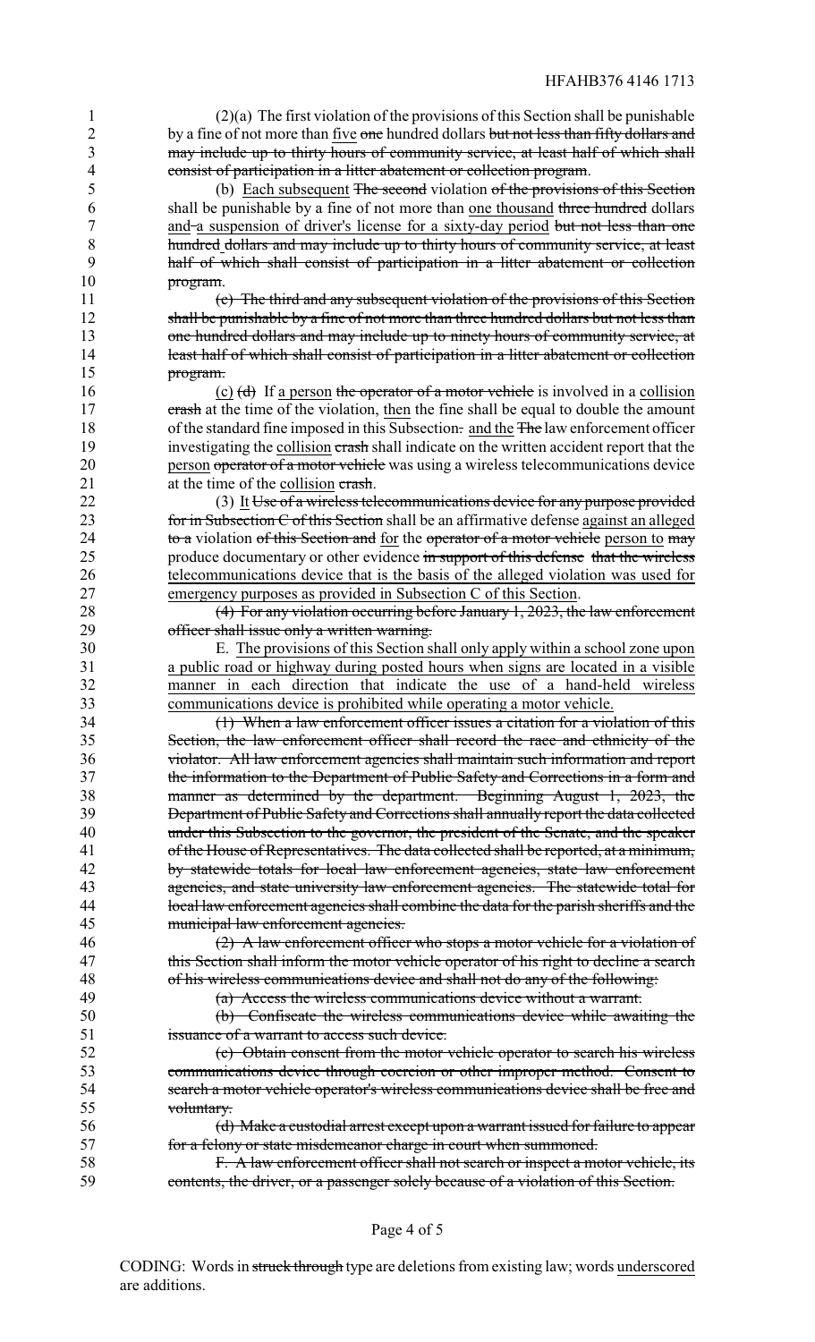(2)(a) The first violation of the provisions of this Section shall be punishable by a fine of not more than <u>five</u> ~~one~~ hundred dollars ~~but not less than fifty dollars and may include up to thirty hours of community service, at least half of which shall consist of participation in a litter abatement or collection program~~.

(b) <u>Each subsequent</u> ~~The second~~ violation ~~of the provisions of this Section~~ shall be punishable by a fine of not more than <u>one thousand</u> ~~three hundred~~ dollars <u>and</u> ~~-~~<u>a suspension of driver's license for a sixty-day period</u> ~~but not less than one hundred~~ ~~dollars and may include up to thirty hours of community service, at least half of which shall consist of participation in a litter abatement or collection program~~.

~~(c) The third and any subsequent violation of the provisions of this Section shall be punishable by a fine of not more than three hundred dollars but not less than one hundred dollars and may include up to ninety hours of community service, at least half of which shall consist of participation in a litter abatement or collection program.~~

<u>(c)</u> ~~(d)~~ If <u>a person</u> ~~the operator of a motor vehicle~~ is involved in a <u>collision</u> ~~crash~~ at the time of the violation, <u>then</u> the fine shall be equal to double the amount of the standard fine imposed in this Subsection~~.~~ <u>and the</u> ~~The~~ law enforcement officer investigating the <u>collision</u> ~~crash~~ shall indicate on the written accident report that the <u>person</u> ~~operator of a motor vehicle~~ was using a wireless telecommunications device at the time of the <u>collision</u> ~~crash~~.

(3) <u>It</u> ~~Use of a wireless telecommunications device for any purpose provided for in Subsection C of this Section~~ shall be an affirmative defense <u>against an alleged</u> ~~to a~~ violation ~~of this Section and~~ <u>for</u> the ~~operator of a motor vehicle~~ <u>person to</u> ~~may~~ produce documentary or other evidence ~~in support of this defense~~ <u>that the wireless telecommunications device that is the basis of the alleged violation was used for emergency purposes as provided in Subsection C of this Section</u>.

~~(4) For any violation occurring before January 1, 2023, the law enforcement officer shall issue only a written warning.~~

E. <u>The provisions of this Section shall only apply within a school zone upon a public road or highway during posted hours when signs are located in a visible manner in each direction that indicate the use of a hand-held wireless communications device is prohibited while operating a motor vehicle.</u>

~~(1) When a law enforcement officer issues a citation for a violation of this Section, the law enforcement officer shall record the race and ethnicity of the violator. All law enforcement agencies shall maintain such information and report the information to the Department of Public Safety and Corrections in a form and manner as determined by the department. Beginning August 1, 2023, the Department of Public Safety and Corrections shall annually report the data collected under this Subsection to the governor, the president of the Senate, and the speaker of the House of Representatives. The data collected shall be reported, at a minimum, by statewide totals for local law enforcement agencies, state law enforcement agencies, and state university law enforcement agencies. The statewide total for local law enforcement agencies shall combine the data for the parish sheriffs and the municipal law enforcement agencies.~~

~~(2) A law enforcement officer who stops a motor vehicle for a violation of this Section shall inform the motor vehicle operator of his right to decline a search of his wireless communications device and shall not do any of the following:~~

~~(a) Access the wireless communications device without a warrant.~~

~~(b) Confiscate the wireless communications device while awaiting the issuance of a warrant to access such device.~~

~~(c) Obtain consent from the motor vehicle operator to search his wireless communications device through coercion or other improper method. Consent to search a motor vehicle operator's wireless communications device shall be free and voluntary.~~

~~(d) Make a custodial arrest except upon a warrant issued for failure to appear for a felony or state misdemeanor charge in court when summoned.~~

~~F. A law enforcement officer shall not search or inspect a motor vehicle, its contents, the driver, or a passenger solely because of a violation of this Section.~~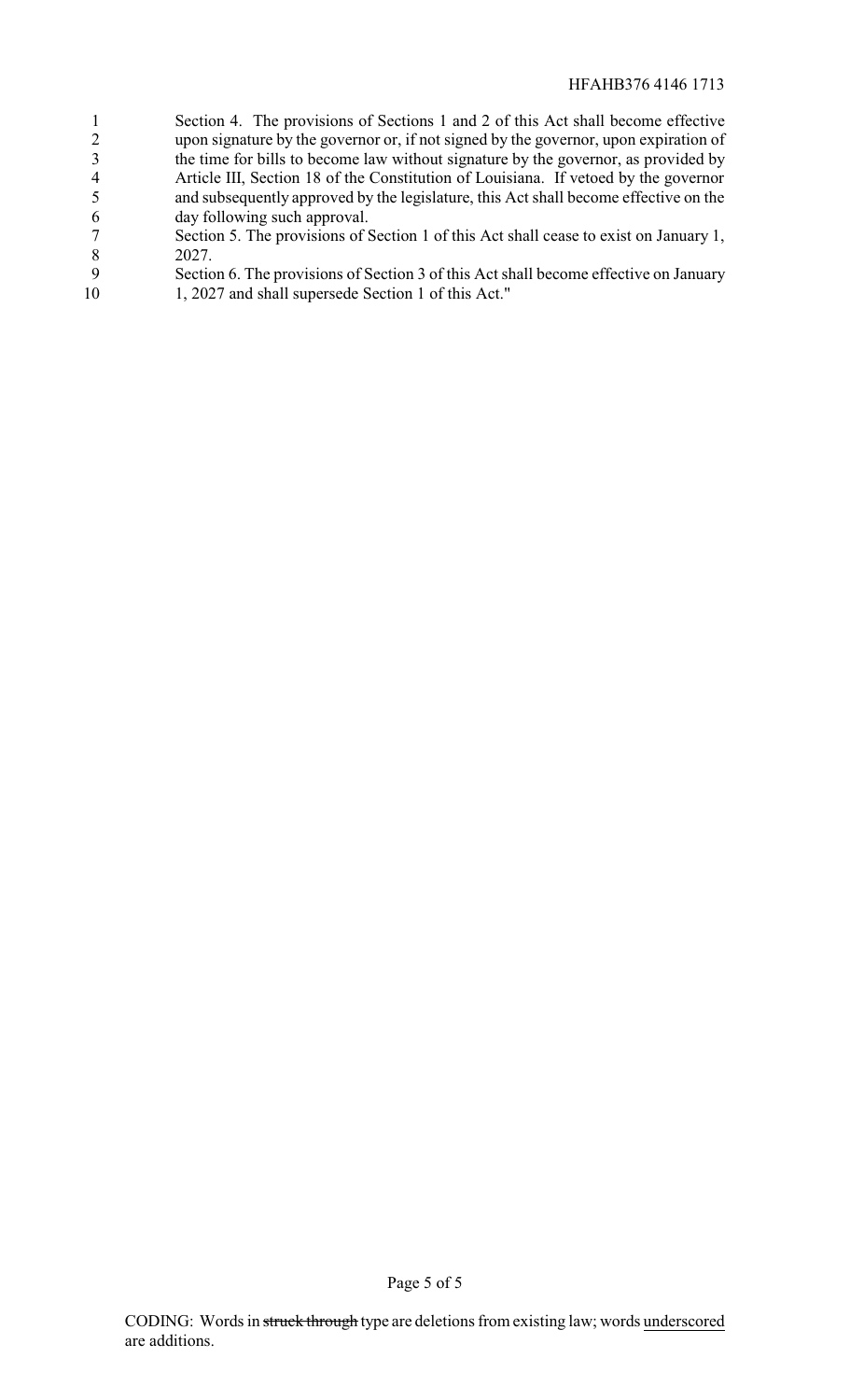Section 4. The provisions of Sections 1 and 2 of this Act shall become effective upon signature by the governor or, if not signed by the governor, upon expiration of the time for bills to become law without signature by the governor, as provided by Article III, Section 18 of the Constitution of Louisiana. If vetoed by the governor and subsequently approved by the legislature, this Act shall become effective on the day following such approval.

Section 5. The provisions of Section 1 of this Act shall cease to exist on January 1, 2027.

Section 6. The provisions of Section 3 of this Act shall become effective on January 1, 2027 and shall supersede Section 1 of this Act."

CODING: Words in ~~struck through~~ type are deletions from existing law; words underscored are additions.